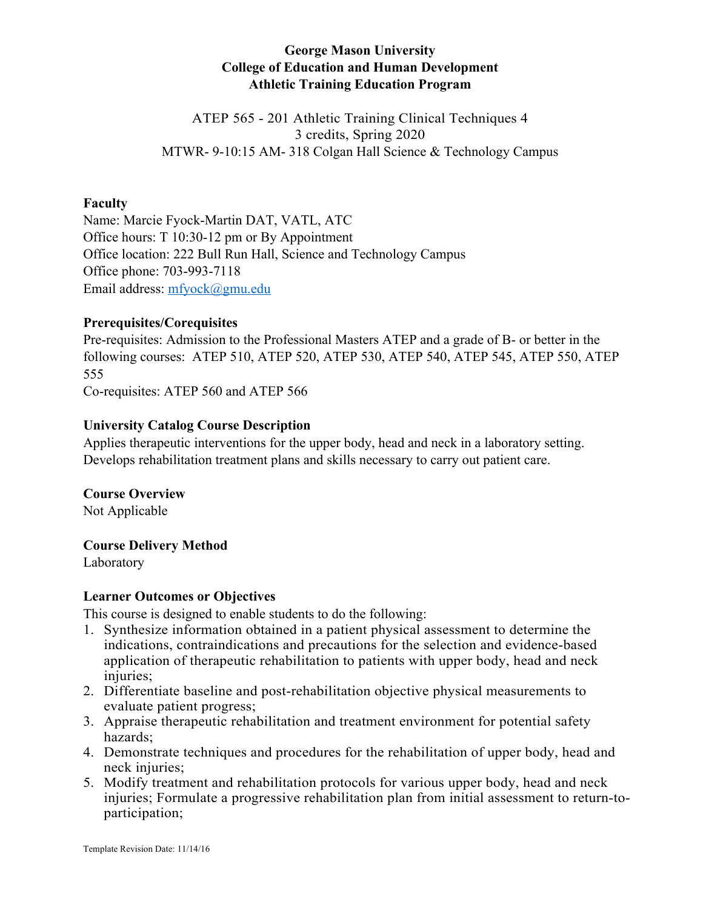**George Mason University**
**College of Education and Human Development**
**Athletic Training Education Program**

ATEP 565 - 201 Athletic Training Clinical Techniques 4
3 credits, Spring 2020
MTWR- 9-10:15 AM- 318 Colgan Hall Science & Technology Campus

## Faculty

Name: Marcie Fyock-Martin DAT, VATL, ATC
Office hours: T 10:30-12 pm or By Appointment
Office location: 222 Bull Run Hall, Science and Technology Campus
Office phone: 703-993-7118
Email address: mfyock@gmu.edu

## Prerequisites/Corequisites

Pre-requisites: Admission to the Professional Masters ATEP and a grade of B- or better in the following courses: ATEP 510, ATEP 520, ATEP 530, ATEP 540, ATEP 545, ATEP 550, ATEP 555
Co-requisites: ATEP 560 and ATEP 566

## University Catalog Course Description

Applies therapeutic interventions for the upper body, head and neck in a laboratory setting. Develops rehabilitation treatment plans and skills necessary to carry out patient care.

## Course Overview

Not Applicable

## Course Delivery Method

Laboratory

## Learner Outcomes or Objectives

This course is designed to enable students to do the following:

1. Synthesize information obtained in a patient physical assessment to determine the indications, contraindications and precautions for the selection and evidence-based application of therapeutic rehabilitation to patients with upper body, head and neck injuries;
2. Differentiate baseline and post-rehabilitation objective physical measurements to evaluate patient progress;
3. Appraise therapeutic rehabilitation and treatment environment for potential safety hazards;
4. Demonstrate techniques and procedures for the rehabilitation of upper body, head and neck injuries;
5. Modify treatment and rehabilitation protocols for various upper body, head and neck injuries; Formulate a progressive rehabilitation plan from initial assessment to return-to-participation;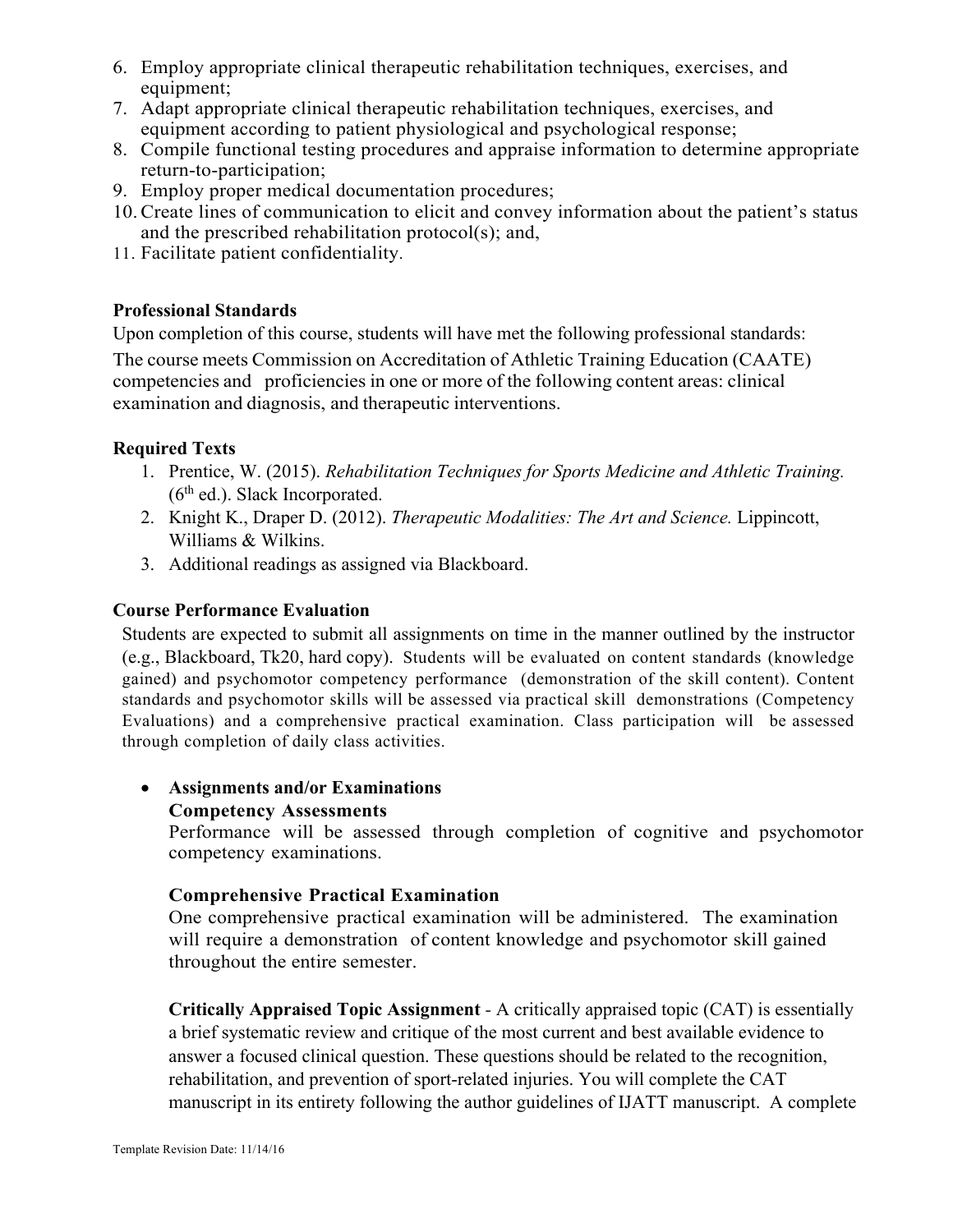6. Employ appropriate clinical therapeutic rehabilitation techniques, exercises, and equipment;
7. Adapt appropriate clinical therapeutic rehabilitation techniques, exercises, and equipment according to patient physiological and psychological response;
8. Compile functional testing procedures and appraise information to determine appropriate return-to-participation;
9. Employ proper medical documentation procedures;
10. Create lines of communication to elicit and convey information about the patient's status and the prescribed rehabilitation protocol(s); and,
11. Facilitate patient confidentiality.

**Professional Standards**

Upon completion of this course, students will have met the following professional standards:

The course meets Commission on Accreditation of Athletic Training Education (CAATE) competencies and proficiencies in one or more of the following content areas: clinical examination and diagnosis, and therapeutic interventions.

**Required Texts**

1. Prentice, W. (2015). *Rehabilitation Techniques for Sports Medicine and Athletic Training.* (6th ed.). Slack Incorporated.
2. Knight K., Draper D. (2012). *Therapeutic Modalities: The Art and Science.* Lippincott, Williams & Wilkins.
3. Additional readings as assigned via Blackboard.

**Course Performance Evaluation**

Students are expected to submit all assignments on time in the manner outlined by the instructor (e.g., Blackboard, Tk20, hard copy). Students will be evaluated on content standards (knowledge gained) and psychomotor competency performance (demonstration of the skill content). Content standards and psychomotor skills will be assessed via practical skill demonstrations (Competency Evaluations) and a comprehensive practical examination. Class participation will be assessed through completion of daily class activities.

- **Assignments and/or Examinations**

  **Competency Assessments**

  Performance will be assessed through completion of cognitive and psychomotor competency examinations.

  **Comprehensive Practical Examination**

  One comprehensive practical examination will be administered. The examination will require a demonstration of content knowledge and psychomotor skill gained throughout the entire semester.

  **Critically Appraised Topic Assignment** - A critically appraised topic (CAT) is essentially a brief systematic review and critique of the most current and best available evidence to answer a focused clinical question. These questions should be related to the recognition, rehabilitation, and prevention of sport-related injuries. You will complete the CAT manuscript in its entirety following the author guidelines of IJATT manuscript. A complete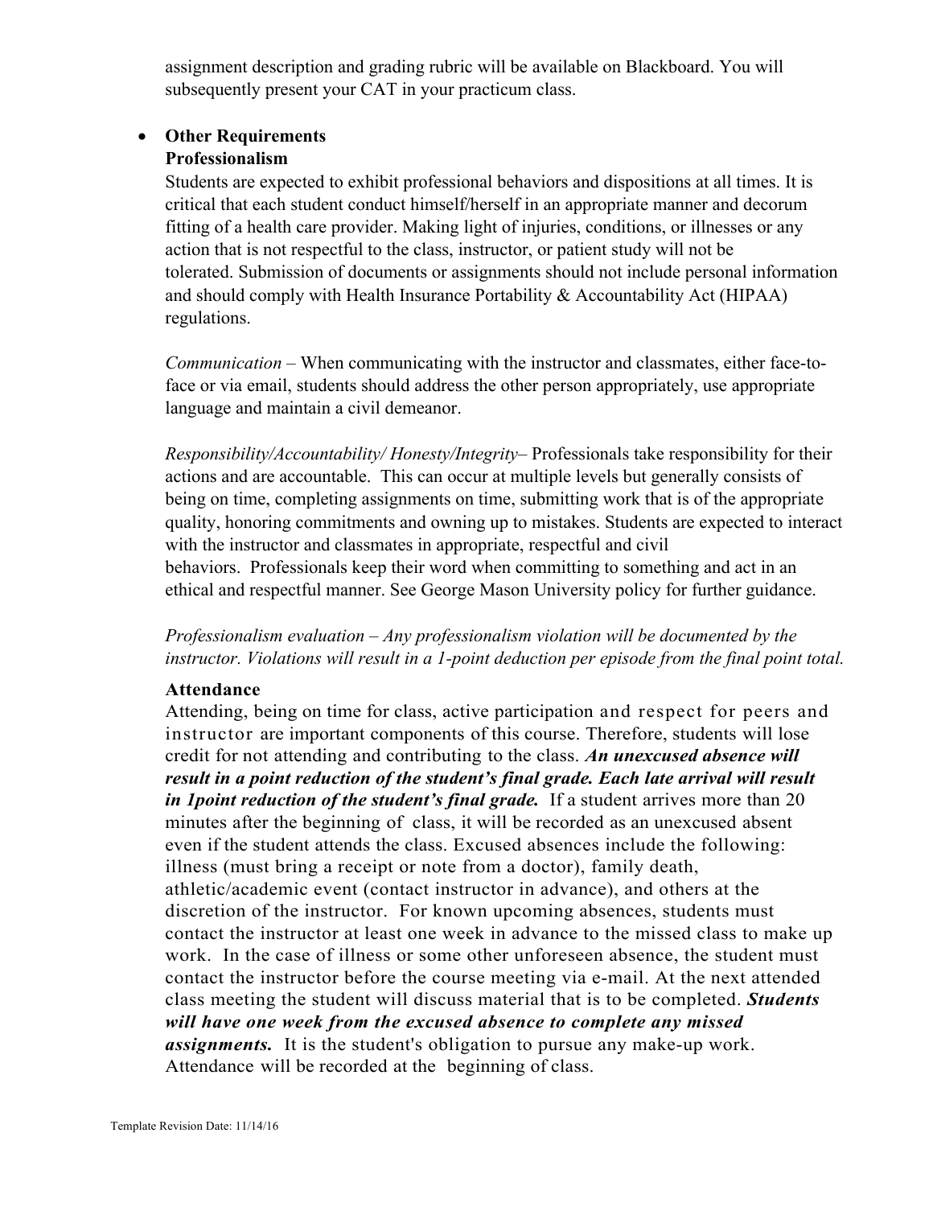assignment description and grading rubric will be available on Blackboard. You will subsequently present your CAT in your practicum class.

- **Other Requirements**

  **Professionalism**

  Students are expected to exhibit professional behaviors and dispositions at all times. It is critical that each student conduct himself/herself in an appropriate manner and decorum fitting of a health care provider. Making light of injuries, conditions, or illnesses or any action that is not respectful to the class, instructor, or patient study will not be tolerated. Submission of documents or assignments should not include personal information and should comply with Health Insurance Portability & Accountability Act (HIPAA) regulations.

  *Communication* – When communicating with the instructor and classmates, either face-to-face or via email, students should address the other person appropriately, use appropriate language and maintain a civil demeanor.

  *Responsibility/Accountability/ Honesty/Integrity*– Professionals take responsibility for their actions and are accountable. This can occur at multiple levels but generally consists of being on time, completing assignments on time, submitting work that is of the appropriate quality, honoring commitments and owning up to mistakes. Students are expected to interact with the instructor and classmates in appropriate, respectful and civil behaviors. Professionals keep their word when committing to something and act in an ethical and respectful manner. See George Mason University policy for further guidance.

  *Professionalism evaluation – Any professionalism violation will be documented by the instructor. Violations will result in a 1-point deduction per episode from the final point total.*

  **Attendance**

  Attending, being on time for class, active participation and respect for peers and instructor are important components of this course. Therefore, students will lose credit for not attending and contributing to the class. ***An unexcused absence will result in a point reduction of the student's final grade. Each late arrival will result in 1point reduction of the student's final grade.*** If a student arrives more than 20 minutes after the beginning of class, it will be recorded as an unexcused absent even if the student attends the class. Excused absences include the following: illness (must bring a receipt or note from a doctor), family death, athletic/academic event (contact instructor in advance), and others at the discretion of the instructor. For known upcoming absences, students must contact the instructor at least one week in advance to the missed class to make up work. In the case of illness or some other unforeseen absence, the student must contact the instructor before the course meeting via e-mail. At the next attended class meeting the student will discuss material that is to be completed. ***Students will have one week from the excused absence to complete any missed assignments.*** It is the student's obligation to pursue any make-up work. Attendance will be recorded at the beginning of class.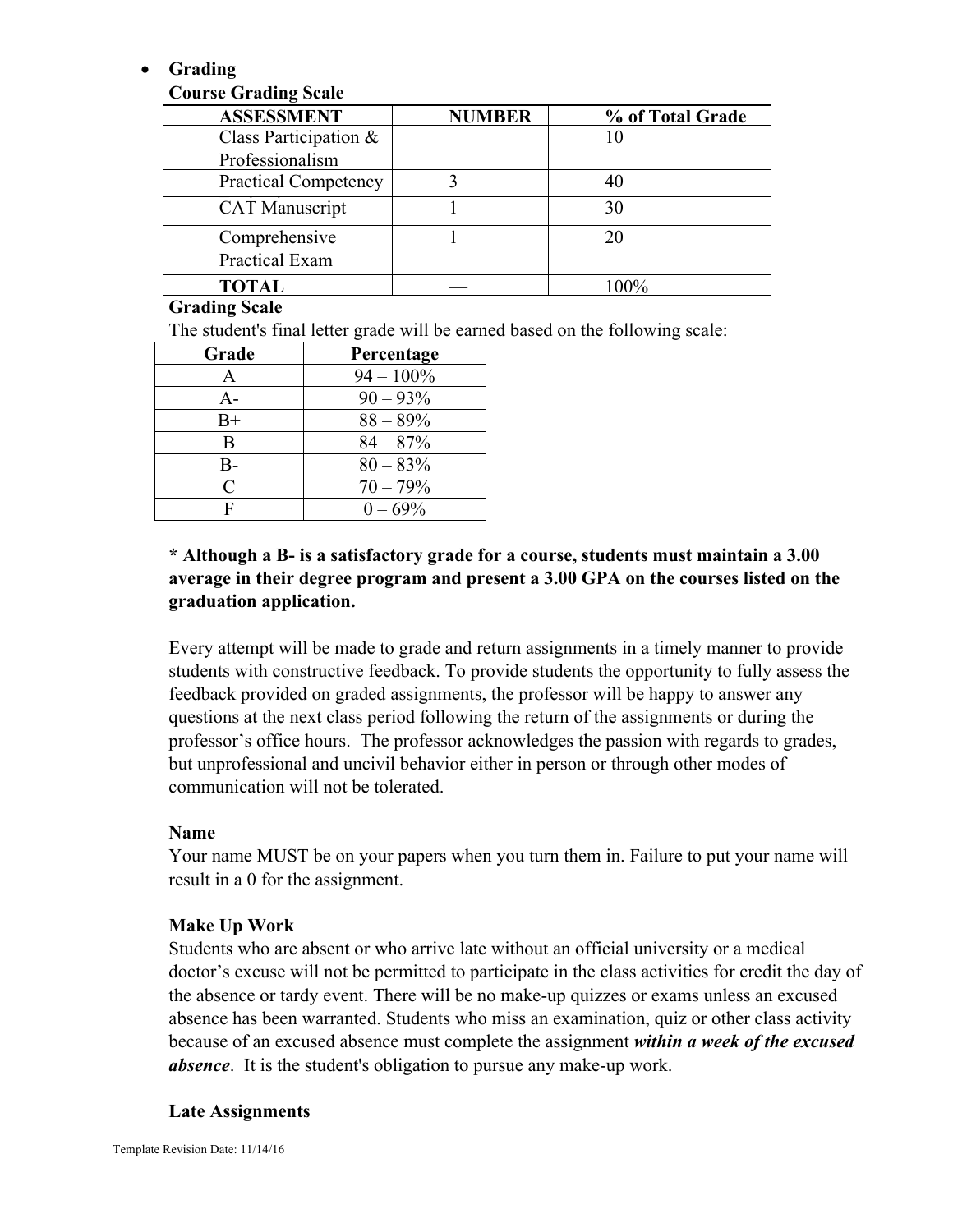- **Grading**

**Course Grading Scale**

| ASSESSMENT | NUMBER | % of Total Grade |
| --- | --- | --- |
| Class Participation & Professionalism | | 10 |
| Practical Competency | 3 | 40 |
| CAT Manuscript | 1 | 30 |
| Comprehensive Practical Exam | 1 | 20 |
| **TOTAL** | — | 100% |

**Grading Scale**

The student's final letter grade will be earned based on the following scale:

| Grade | Percentage |
| --- | --- |
| A | 94 – 100% |
| A- | 90 – 93% |
| B+ | 88 – 89% |
| B | 84 – 87% |
| B- | 80 – 83% |
| C | 70 – 79% |
| F | 0 – 69% |

**\* Although a B- is a satisfactory grade for a course, students must maintain a 3.00 average in their degree program and present a 3.00 GPA on the courses listed on the graduation application.**

Every attempt will be made to grade and return assignments in a timely manner to provide students with constructive feedback. To provide students the opportunity to fully assess the feedback provided on graded assignments, the professor will be happy to answer any questions at the next class period following the return of the assignments or during the professor's office hours. The professor acknowledges the passion with regards to grades, but unprofessional and uncivil behavior either in person or through other modes of communication will not be tolerated.

**Name**

Your name MUST be on your papers when you turn them in. Failure to put your name will result in a 0 for the assignment.

**Make Up Work**

Students who are absent or who arrive late without an official university or a medical doctor's excuse will not be permitted to participate in the class activities for credit the day of the absence or tardy event. There will be <u>no</u> make-up quizzes or exams unless an excused absence has been warranted. Students who miss an examination, quiz or other class activity because of an excused absence must complete the assignment ***within a week of the excused absence***. <u>It is the student's obligation to pursue any make-up work.</u>

**Late Assignments**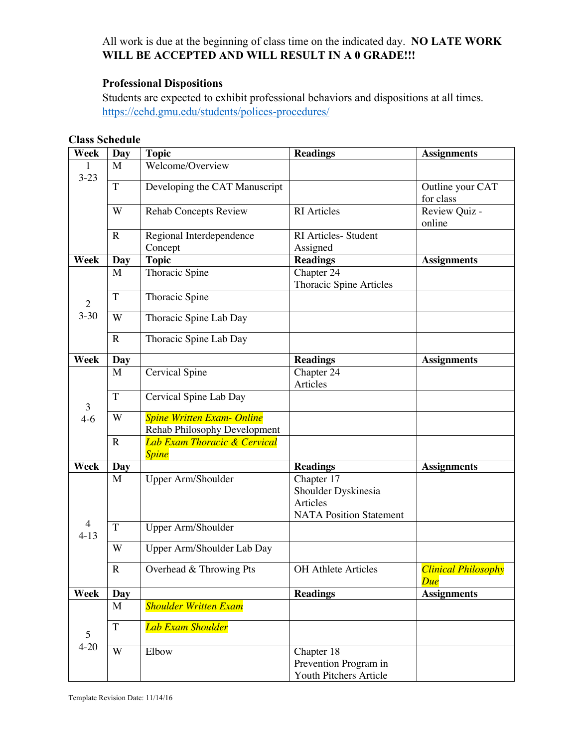All work is due at the beginning of class time on the indicated day. **NO LATE WORK WILL BE ACCEPTED AND WILL RESULT IN A 0 GRADE!!!**

### Professional Dispositions

Students are expected to exhibit professional behaviors and dispositions at all times. https://cehd.gmu.edu/students/polices-procedures/

### Class Schedule

| Week | Day | Topic | Readings | Assignments |
|---|---|---|---|---|
| 1<br>3-23 | M | Welcome/Overview | | |
| | T | Developing the CAT Manuscript | | Outline your CAT for class |
| | W | Rehab Concepts Review | RI Articles | Review Quiz - online |
| | R | Regional Interdependence Concept | RI Articles- Student Assigned | |
| **Week** | **Day** | **Topic** | **Readings** | **Assignments** |
| 2<br>3-30 | M | Thoracic Spine | Chapter 24<br>Thoracic Spine Articles | |
| | T | Thoracic Spine | | |
| | W | Thoracic Spine Lab Day | | |
| | R | Thoracic Spine Lab Day | | |
| **Week** | **Day** | | **Readings** | **Assignments** |
| 3<br>4-6 | M | Cervical Spine | Chapter 24<br>Articles | |
| | T | Cervical Spine Lab Day | | |
| | W | *Spine Written Exam- Online*<br>Rehab Philosophy Development | | |
| | R | *Lab Exam Thoracic & Cervical Spine* | | |
| **Week** | **Day** | | **Readings** | **Assignments** |
| 4<br>4-13 | M | Upper Arm/Shoulder | Chapter 17<br>Shoulder Dyskinesia Articles<br>NATA Position Statement | |
| | T | Upper Arm/Shoulder | | |
| | W | Upper Arm/Shoulder Lab Day | | |
| | R | Overhead & Throwing Pts | OH Athlete Articles | *Clinical Philosophy Due* |
| **Week** | **Day** | | **Readings** | **Assignments** |
| 5<br>4-20 | M | *Shoulder Written Exam* | | |
| | T | *Lab Exam Shoulder* | | |
| | W | Elbow | Chapter 18<br>Prevention Program in Youth Pitchers Article | |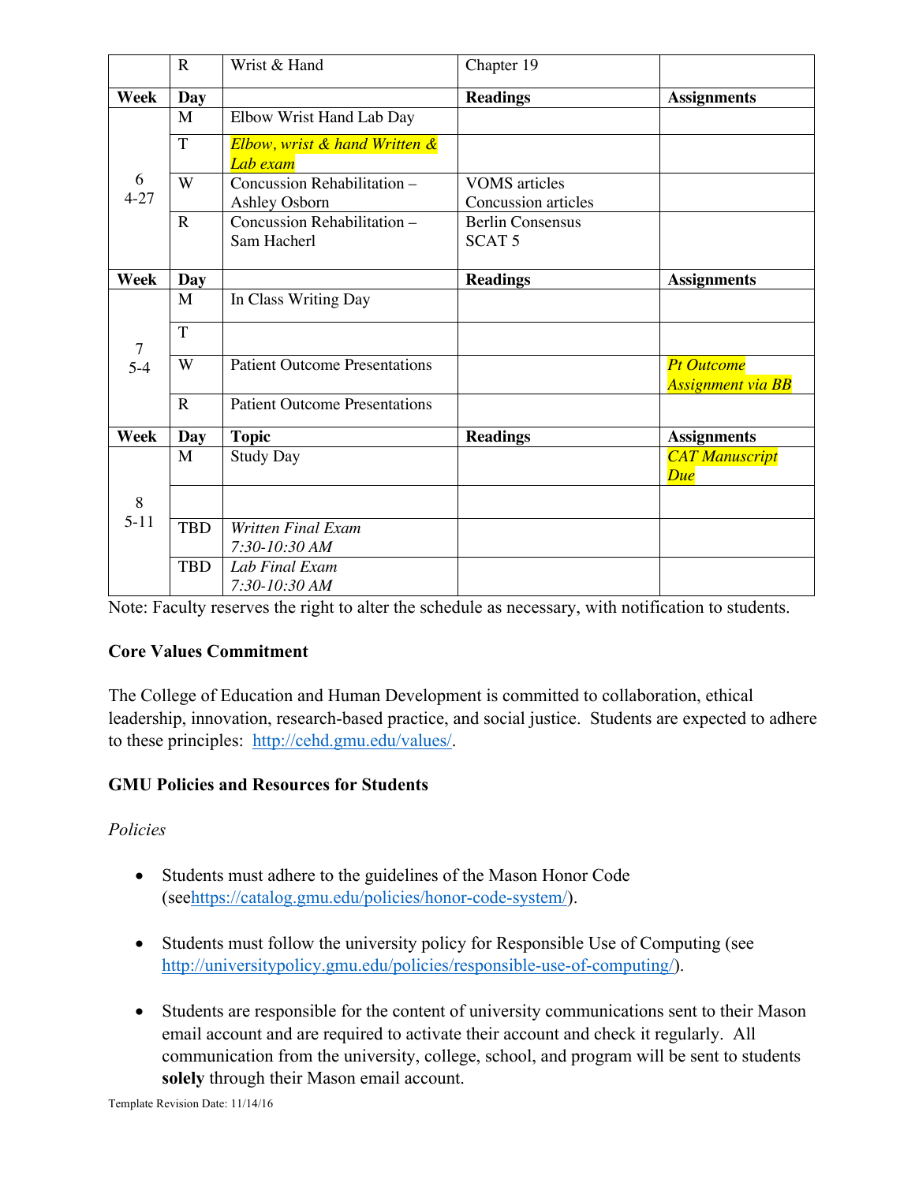| Week | Day | Topic | Readings | Assignments |
|---|---|---|---|---|
| | R | Wrist & Hand | Chapter 19 | |
| **Week** | **Day** | | **Readings** | **Assignments** |
| 6<br>4-27 | M | Elbow Wrist Hand Lab Day | | |
| | T | *Elbow, wrist & hand Written & Lab exam* | | |
| | W | Concussion Rehabilitation – Ashley Osborn | VOMS articles<br>Concussion articles | |
| | R | Concussion Rehabilitation – Sam Hacherl | Berlin Consensus<br>SCAT 5 | |
| **Week** | **Day** | | **Readings** | **Assignments** |
| 7<br>5-4 | M | In Class Writing Day | | |
| | T | | | |
| | W | Patient Outcome Presentations | | *Pt Outcome Assignment via BB* |
| | R | Patient Outcome Presentations | | |
| **Week** | **Day** | **Topic** | **Readings** | **Assignments** |
| 8<br>5-11 | M | Study Day | | *CAT Manuscript Due* |
| | | | | |
| | TBD | *Written Final Exam 7:30-10:30 AM* | | |
| | TBD | *Lab Final Exam 7:30-10:30 AM* | | |

Note: Faculty reserves the right to alter the schedule as necessary, with notification to students.

**Core Values Commitment**

The College of Education and Human Development is committed to collaboration, ethical leadership, innovation, research-based practice, and social justice. Students are expected to adhere to these principles: http://cehd.gmu.edu/values/.

**GMU Policies and Resources for Students**

*Policies*

- Students must adhere to the guidelines of the Mason Honor Code (seehttps://catalog.gmu.edu/policies/honor-code-system/).
- Students must follow the university policy for Responsible Use of Computing (see http://universitypolicy.gmu.edu/policies/responsible-use-of-computing/).
- Students are responsible for the content of university communications sent to their Mason email account and are required to activate their account and check it regularly. All communication from the university, college, school, and program will be sent to students **solely** through their Mason email account.

Template Revision Date: 11/14/16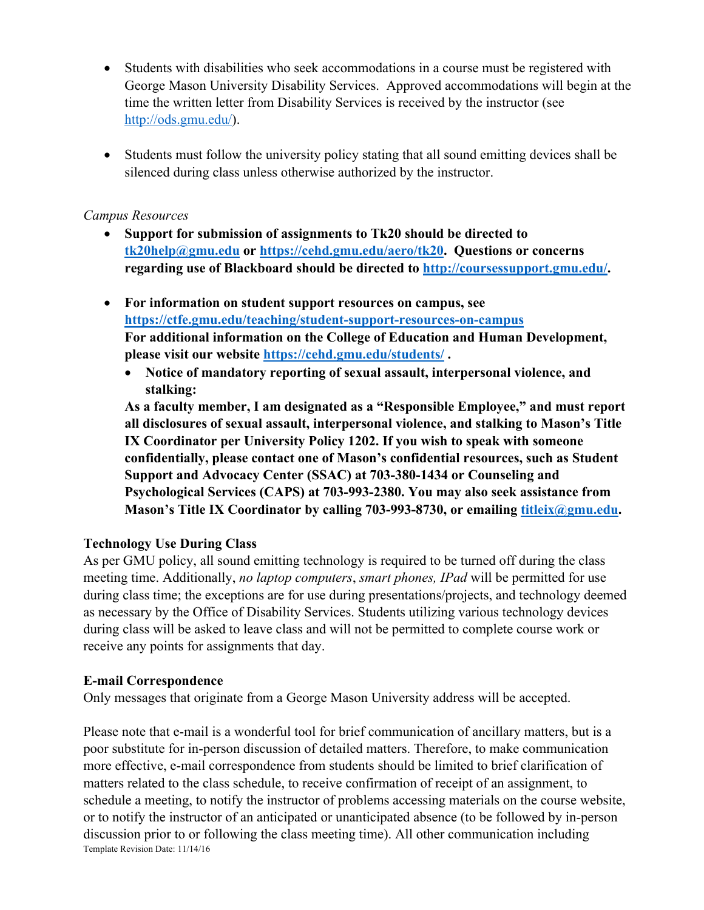- Students with disabilities who seek accommodations in a course must be registered with George Mason University Disability Services. Approved accommodations will begin at the time the written letter from Disability Services is received by the instructor (see http://ods.gmu.edu/).

- Students must follow the university policy stating that all sound emitting devices shall be silenced during class unless otherwise authorized by the instructor.

*Campus Resources*

- **Support for submission of assignments to Tk20 should be directed to tk20help@gmu.edu or https://cehd.gmu.edu/aero/tk20. Questions or concerns regarding use of Blackboard should be directed to http://coursessupport.gmu.edu/.**

- **For information on student support resources on campus, see https://ctfe.gmu.edu/teaching/student-support-resources-on-campus**
  **For additional information on the College of Education and Human Development, please visit our website https://cehd.gmu.edu/students/ .**
  - **Notice of mandatory reporting of sexual assault, interpersonal violence, and stalking:**

  **As a faculty member, I am designated as a "Responsible Employee," and must report all disclosures of sexual assault, interpersonal violence, and stalking to Mason's Title IX Coordinator per University Policy 1202. If you wish to speak with someone confidentially, please contact one of Mason's confidential resources, such as Student Support and Advocacy Center (SSAC) at 703-380-1434 or Counseling and Psychological Services (CAPS) at 703-993-2380. You may also seek assistance from Mason's Title IX Coordinator by calling 703-993-8730, or emailing titleix@gmu.edu.**

**Technology Use During Class**

As per GMU policy, all sound emitting technology is required to be turned off during the class meeting time. Additionally, *no laptop computers*, *smart phones, IPad* will be permitted for use during class time; the exceptions are for use during presentations/projects, and technology deemed as necessary by the Office of Disability Services. Students utilizing various technology devices during class will be asked to leave class and will not be permitted to complete course work or receive any points for assignments that day.

**E-mail Correspondence**

Only messages that originate from a George Mason University address will be accepted.

Please note that e-mail is a wonderful tool for brief communication of ancillary matters, but is a poor substitute for in-person discussion of detailed matters. Therefore, to make communication more effective, e-mail correspondence from students should be limited to brief clarification of matters related to the class schedule, to receive confirmation of receipt of an assignment, to schedule a meeting, to notify the instructor of problems accessing materials on the course website, or to notify the instructor of an anticipated or unanticipated absence (to be followed by in-person discussion prior to or following the class meeting time). All other communication including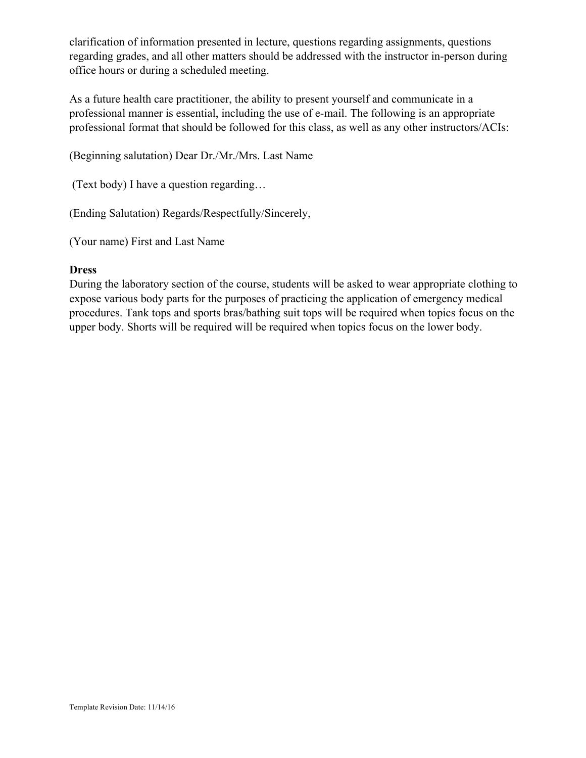clarification of information presented in lecture, questions regarding assignments, questions regarding grades, and all other matters should be addressed with the instructor in-person during office hours or during a scheduled meeting.

As a future health care practitioner, the ability to present yourself and communicate in a professional manner is essential, including the use of e-mail. The following is an appropriate professional format that should be followed for this class, as well as any other instructors/ACIs:

(Beginning salutation) Dear Dr./Mr./Mrs. Last Name

(Text body) I have a question regarding…

(Ending Salutation) Regards/Respectfully/Sincerely,

(Your name) First and Last Name

**Dress**

During the laboratory section of the course, students will be asked to wear appropriate clothing to expose various body parts for the purposes of practicing the application of emergency medical procedures. Tank tops and sports bras/bathing suit tops will be required when topics focus on the upper body. Shorts will be required will be required when topics focus on the lower body.